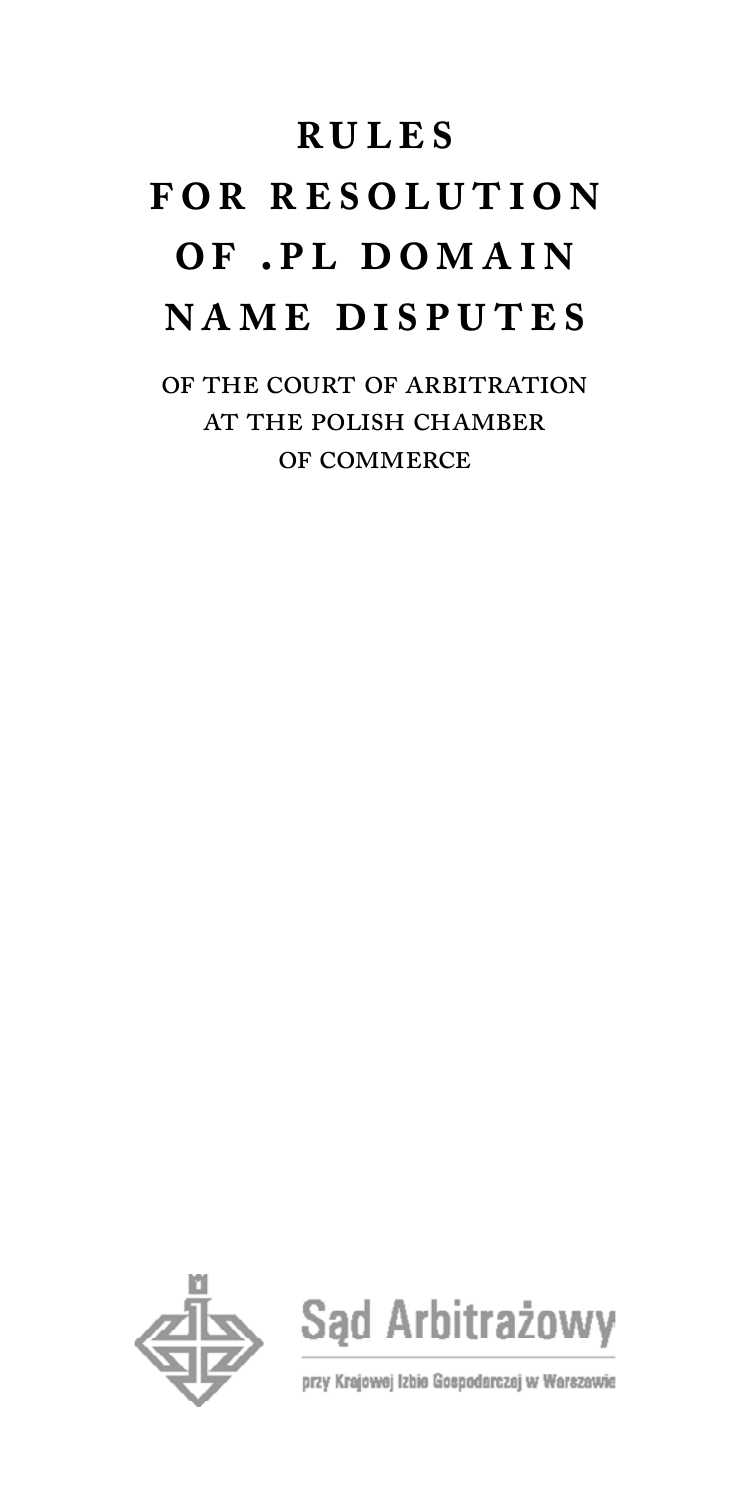# RULES FOR RESOLUTION OF .PL DOMAIN NAME DISPUTES

OF THE COURT OF ARBITRATION AT THE POLISH CHAMBER OF COMMERCE

Sąd Arbitrażowy

przy Krajowej Izbie Gospodarczej w Warszawie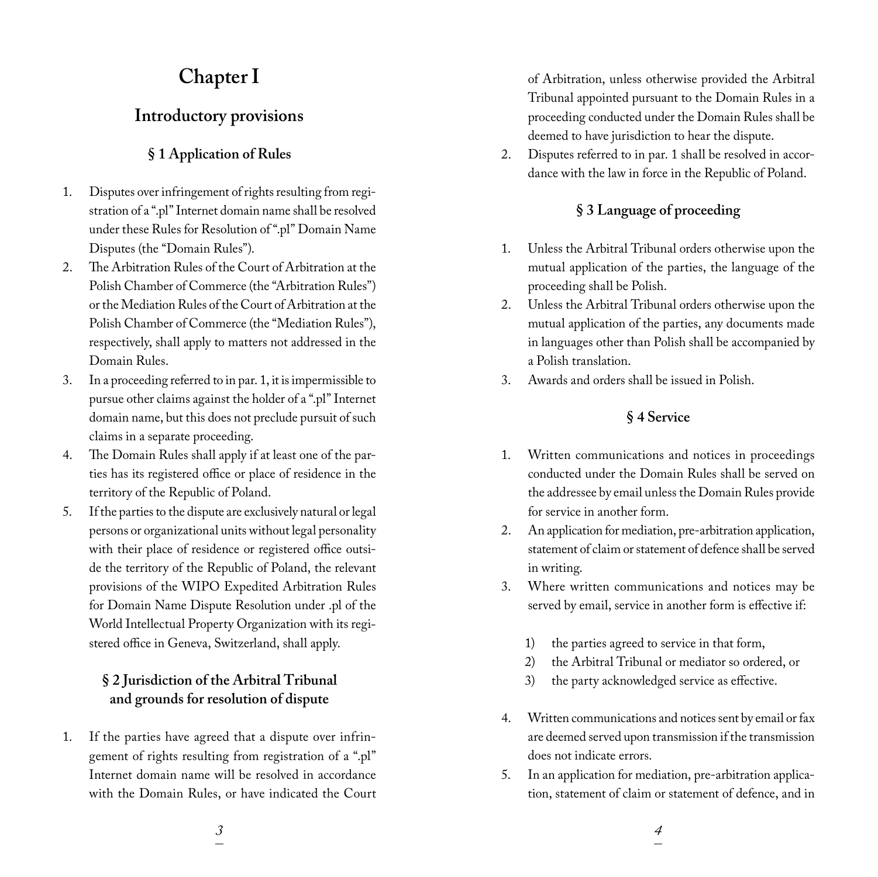# Chapter I

## Introductory provisions

### § 1 Application of Rules

1. Disputes over infringement of rights resulting from registration of a ".pl" Internet domain name shall be resolved under these Rules for Resolution of ".pl" Domain Name Disputes (the "Domain Rules").
2. The Arbitration Rules of the Court of Arbitration at the Polish Chamber of Commerce (the "Arbitration Rules") or the Mediation Rules of the Court of Arbitration at the Polish Chamber of Commerce (the "Mediation Rules"), respectively, shall apply to matters not addressed in the Domain Rules.
3. In a proceeding referred to in par. 1, it is impermissible to pursue other claims against the holder of a ".pl" Internet domain name, but this does not preclude pursuit of such claims in a separate proceeding.
4. The Domain Rules shall apply if at least one of the parties has its registered office or place of residence in the territory of the Republic of Poland.
5. If the parties to the dispute are exclusively natural or legal persons or organizational units without legal personality with their place of residence or registered office outside the territory of the Republic of Poland, the relevant provisions of the WIPO Expedited Arbitration Rules for Domain Name Dispute Resolution under .pl of the World Intellectual Property Organization with its registered office in Geneva, Switzerland, shall apply.

### § 2 Jurisdiction of the Arbitral Tribunal and grounds for resolution of dispute

1. If the parties have agreed that a dispute over infringement of rights resulting from registration of a ".pl" Internet domain name will be resolved in accordance with the Domain Rules, or have indicated the Court of Arbitration, unless otherwise provided the Arbitral Tribunal appointed pursuant to the Domain Rules in a proceeding conducted under the Domain Rules shall be deemed to have jurisdiction to hear the dispute.
2. Disputes referred to in par. 1 shall be resolved in accordance with the law in force in the Republic of Poland.

### § 3 Language of proceeding

1. Unless the Arbitral Tribunal orders otherwise upon the mutual application of the parties, the language of the proceeding shall be Polish.
2. Unless the Arbitral Tribunal orders otherwise upon the mutual application of the parties, any documents made in languages other than Polish shall be accompanied by a Polish translation.
3. Awards and orders shall be issued in Polish.

### § 4 Service

1. Written communications and notices in proceedings conducted under the Domain Rules shall be served on the addressee by email unless the Domain Rules provide for service in another form.
2. An application for mediation, pre-arbitration application, statement of claim or statement of defence shall be served in writing.
3. Where written communications and notices may be served by email, service in another form is effective if:
   1) the parties agreed to service in that form,
   2) the Arbitral Tribunal or mediator so ordered, or
   3) the party acknowledged service as effective.
4. Written communications and notices sent by email or fax are deemed served upon transmission if the transmission does not indicate errors.
5. In an application for mediation, pre-arbitration application, statement of claim or statement of defence, and in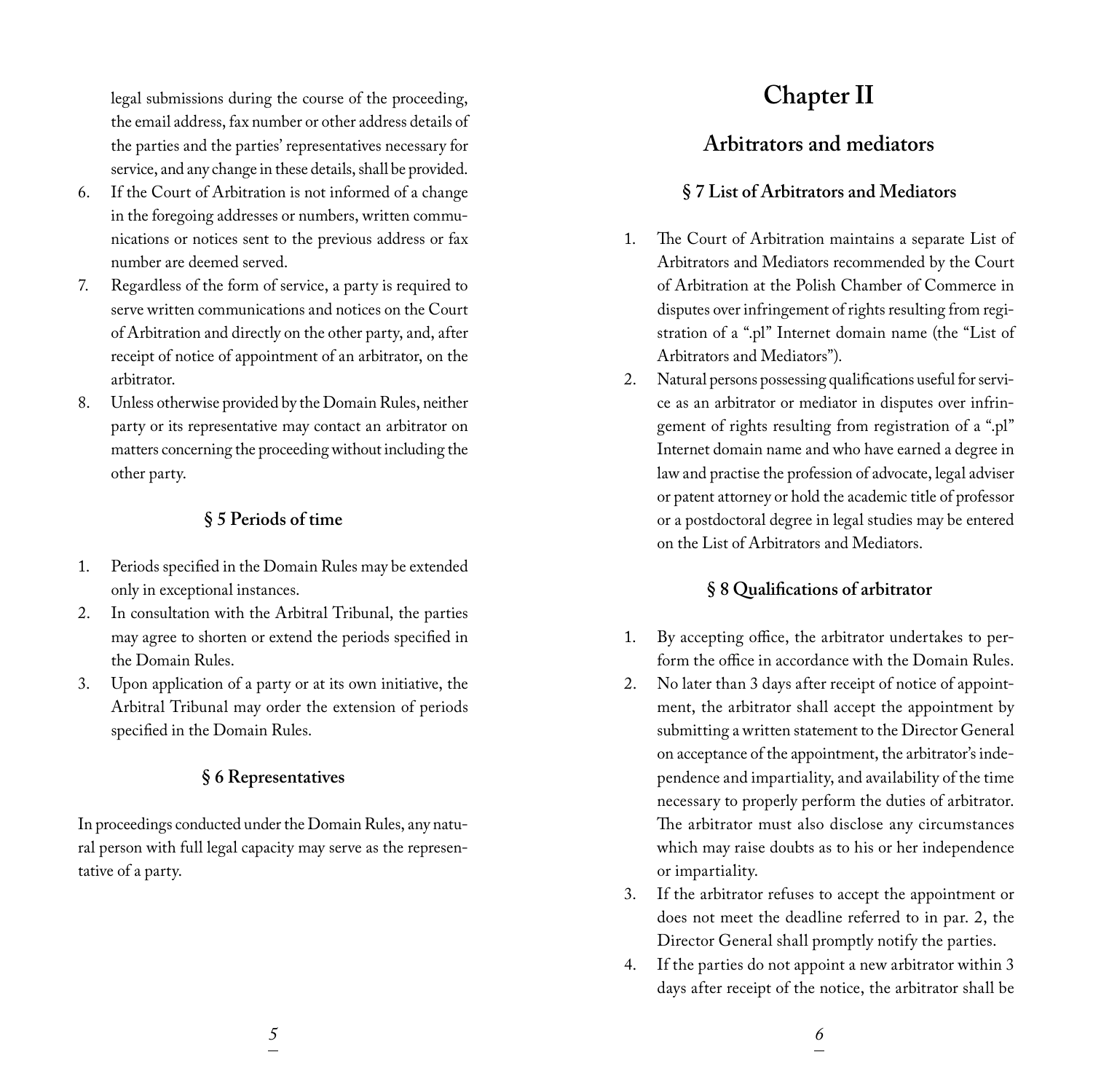legal submissions during the course of the proceeding, the email address, fax number or other address details of the parties and the parties' representatives necessary for service, and any change in these details, shall be provided.

6. If the Court of Arbitration is not informed of a change in the foregoing addresses or numbers, written communications or notices sent to the previous address or fax number are deemed served.
7. Regardless of the form of service, a party is required to serve written communications and notices on the Court of Arbitration and directly on the other party, and, after receipt of notice of appointment of an arbitrator, on the arbitrator.
8. Unless otherwise provided by the Domain Rules, neither party or its representative may contact an arbitrator on matters concerning the proceeding without including the other party.

### § 5 Periods of time

1. Periods specified in the Domain Rules may be extended only in exceptional instances.
2. In consultation with the Arbitral Tribunal, the parties may agree to shorten or extend the periods specified in the Domain Rules.
3. Upon application of a party or at its own initiative, the Arbitral Tribunal may order the extension of periods specified in the Domain Rules.

### § 6 Representatives

In proceedings conducted under the Domain Rules, any natural person with full legal capacity may serve as the representative of a party.

# Chapter II

## Arbitrators and mediators

### § 7 List of Arbitrators and Mediators

1. The Court of Arbitration maintains a separate List of Arbitrators and Mediators recommended by the Court of Arbitration at the Polish Chamber of Commerce in disputes over infringement of rights resulting from registration of a ".pl" Internet domain name (the "List of Arbitrators and Mediators").
2. Natural persons possessing qualifications useful for service as an arbitrator or mediator in disputes over infringement of rights resulting from registration of a ".pl" Internet domain name and who have earned a degree in law and practise the profession of advocate, legal adviser or patent attorney or hold the academic title of professor or a postdoctoral degree in legal studies may be entered on the List of Arbitrators and Mediators.

### § 8 Qualifications of arbitrator

1. By accepting office, the arbitrator undertakes to perform the office in accordance with the Domain Rules.
2. No later than 3 days after receipt of notice of appointment, the arbitrator shall accept the appointment by submitting a written statement to the Director General on acceptance of the appointment, the arbitrator's independence and impartiality, and availability of the time necessary to properly perform the duties of arbitrator. The arbitrator must also disclose any circumstances which may raise doubts as to his or her independence or impartiality.
3. If the arbitrator refuses to accept the appointment or does not meet the deadline referred to in par. 2, the Director General shall promptly notify the parties.
4. If the parties do not appoint a new arbitrator within 3 days after receipt of the notice, the arbitrator shall be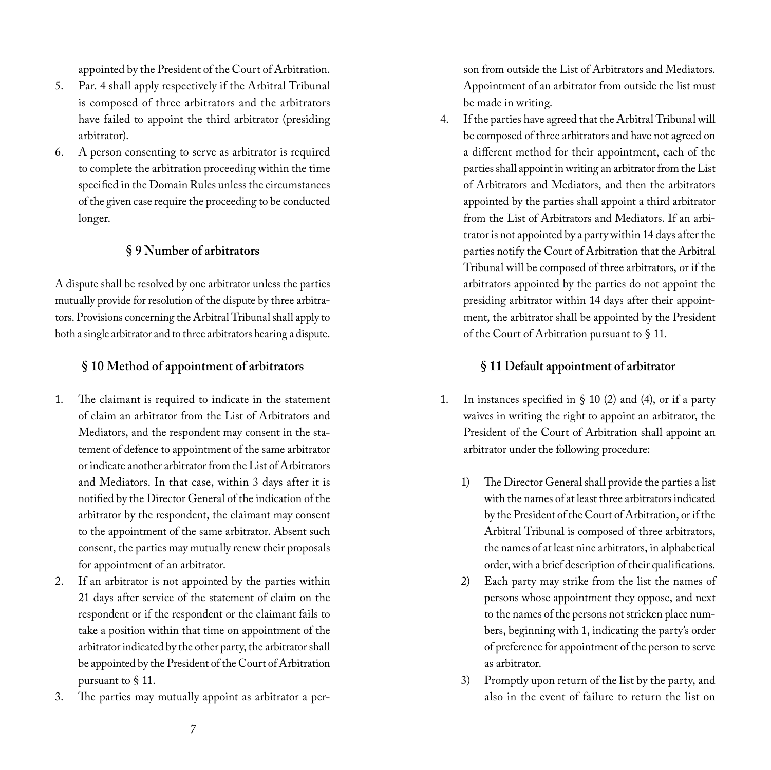appointed by the President of the Court of Arbitration.

5. Par. 4 shall apply respectively if the Arbitral Tribunal is composed of three arbitrators and the arbitrators have failed to appoint the third arbitrator (presiding arbitrator).
6. A person consenting to serve as arbitrator is required to complete the arbitration proceeding within the time specified in the Domain Rules unless the circumstances of the given case require the proceeding to be conducted longer.

### § 9 Number of arbitrators

A dispute shall be resolved by one arbitrator unless the parties mutually provide for resolution of the dispute by three arbitrators. Provisions concerning the Arbitral Tribunal shall apply to both a single arbitrator and to three arbitrators hearing a dispute.

### § 10 Method of appointment of arbitrators

1. The claimant is required to indicate in the statement of claim an arbitrator from the List of Arbitrators and Mediators, and the respondent may consent in the statement of defence to appointment of the same arbitrator or indicate another arbitrator from the List of Arbitrators and Mediators. In that case, within 3 days after it is notified by the Director General of the indication of the arbitrator by the respondent, the claimant may consent to the appointment of the same arbitrator. Absent such consent, the parties may mutually renew their proposals for appointment of an arbitrator.
2. If an arbitrator is not appointed by the parties within 21 days after service of the statement of claim on the respondent or if the respondent or the claimant fails to take a position within that time on appointment of the arbitrator indicated by the other party, the arbitrator shall be appointed by the President of the Court of Arbitration pursuant to § 11.
3. The parties may mutually appoint as arbitrator a person from outside the List of Arbitrators and Mediators. Appointment of an arbitrator from outside the list must be made in writing.
4. If the parties have agreed that the Arbitral Tribunal will be composed of three arbitrators and have not agreed on a different method for their appointment, each of the parties shall appoint in writing an arbitrator from the List of Arbitrators and Mediators, and then the arbitrators appointed by the parties shall appoint a third arbitrator from the List of Arbitrators and Mediators. If an arbitrator is not appointed by a party within 14 days after the parties notify the Court of Arbitration that the Arbitral Tribunal will be composed of three arbitrators, or if the arbitrators appointed by the parties do not appoint the presiding arbitrator within 14 days after their appointment, the arbitrator shall be appointed by the President of the Court of Arbitration pursuant to § 11.

### § 11 Default appointment of arbitrator

1. In instances specified in § 10 (2) and (4), or if a party waives in writing the right to appoint an arbitrator, the President of the Court of Arbitration shall appoint an arbitrator under the following procedure:
   1) The Director General shall provide the parties a list with the names of at least three arbitrators indicated by the President of the Court of Arbitration, or if the Arbitral Tribunal is composed of three arbitrators, the names of at least nine arbitrators, in alphabetical order, with a brief description of their qualifications.
   2) Each party may strike from the list the names of persons whose appointment they oppose, and next to the names of the persons not stricken place numbers, beginning with 1, indicating the party's order of preference for appointment of the person to serve as arbitrator.
   3) Promptly upon return of the list by the party, and also in the event of failure to return the list on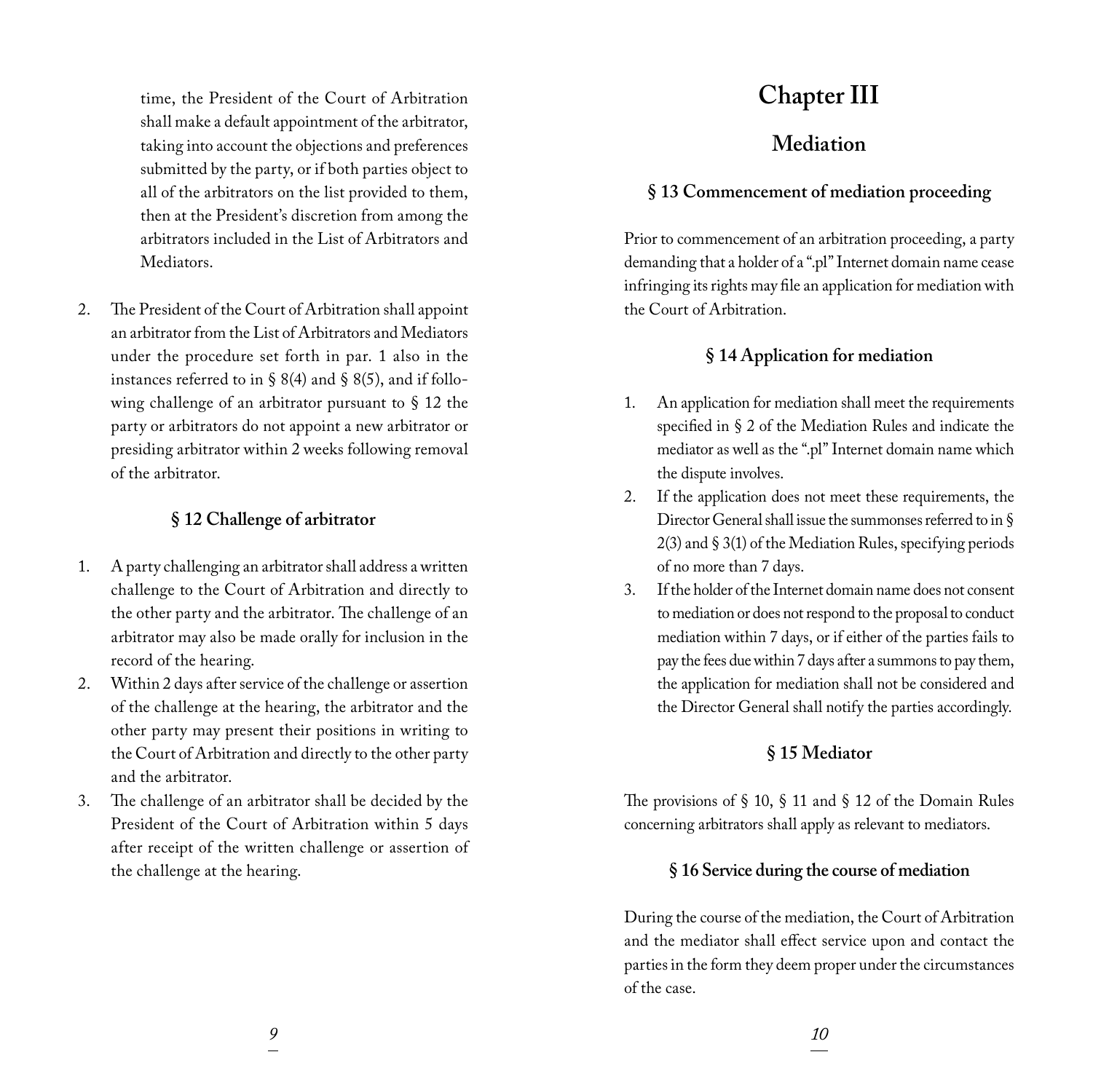time, the President of the Court of Arbitration shall make a default appointment of the arbitrator, taking into account the objections and preferences submitted by the party, or if both parties object to all of the arbitrators on the list provided to them, then at the President's discretion from among the arbitrators included in the List of Arbitrators and Mediators.

2. The President of the Court of Arbitration shall appoint an arbitrator from the List of Arbitrators and Mediators under the procedure set forth in par. 1 also in the instances referred to in § 8(4) and § 8(5), and if following challenge of an arbitrator pursuant to § 12 the party or arbitrators do not appoint a new arbitrator or presiding arbitrator within 2 weeks following removal of the arbitrator.

### § 12 Challenge of arbitrator

1. A party challenging an arbitrator shall address a written challenge to the Court of Arbitration and directly to the other party and the arbitrator. The challenge of an arbitrator may also be made orally for inclusion in the record of the hearing.
2. Within 2 days after service of the challenge or assertion of the challenge at the hearing, the arbitrator and the other party may present their positions in writing to the Court of Arbitration and directly to the other party and the arbitrator.
3. The challenge of an arbitrator shall be decided by the President of the Court of Arbitration within 5 days after receipt of the written challenge or assertion of the challenge at the hearing.

# Chapter III

## Mediation

### § 13 Commencement of mediation proceeding

Prior to commencement of an arbitration proceeding, a party demanding that a holder of a ".pl" Internet domain name cease infringing its rights may file an application for mediation with the Court of Arbitration.

### § 14 Application for mediation

1. An application for mediation shall meet the requirements specified in § 2 of the Mediation Rules and indicate the mediator as well as the ".pl" Internet domain name which the dispute involves.
2. If the application does not meet these requirements, the Director General shall issue the summonses referred to in § 2(3) and § 3(1) of the Mediation Rules, specifying periods of no more than 7 days.
3. If the holder of the Internet domain name does not consent to mediation or does not respond to the proposal to conduct mediation within 7 days, or if either of the parties fails to pay the fees due within 7 days after a summons to pay them, the application for mediation shall not be considered and the Director General shall notify the parties accordingly.

### § 15 Mediator

The provisions of § 10, § 11 and § 12 of the Domain Rules concerning arbitrators shall apply as relevant to mediators.

### § 16 Service during the course of mediation

During the course of the mediation, the Court of Arbitration and the mediator shall effect service upon and contact the parties in the form they deem proper under the circumstances of the case.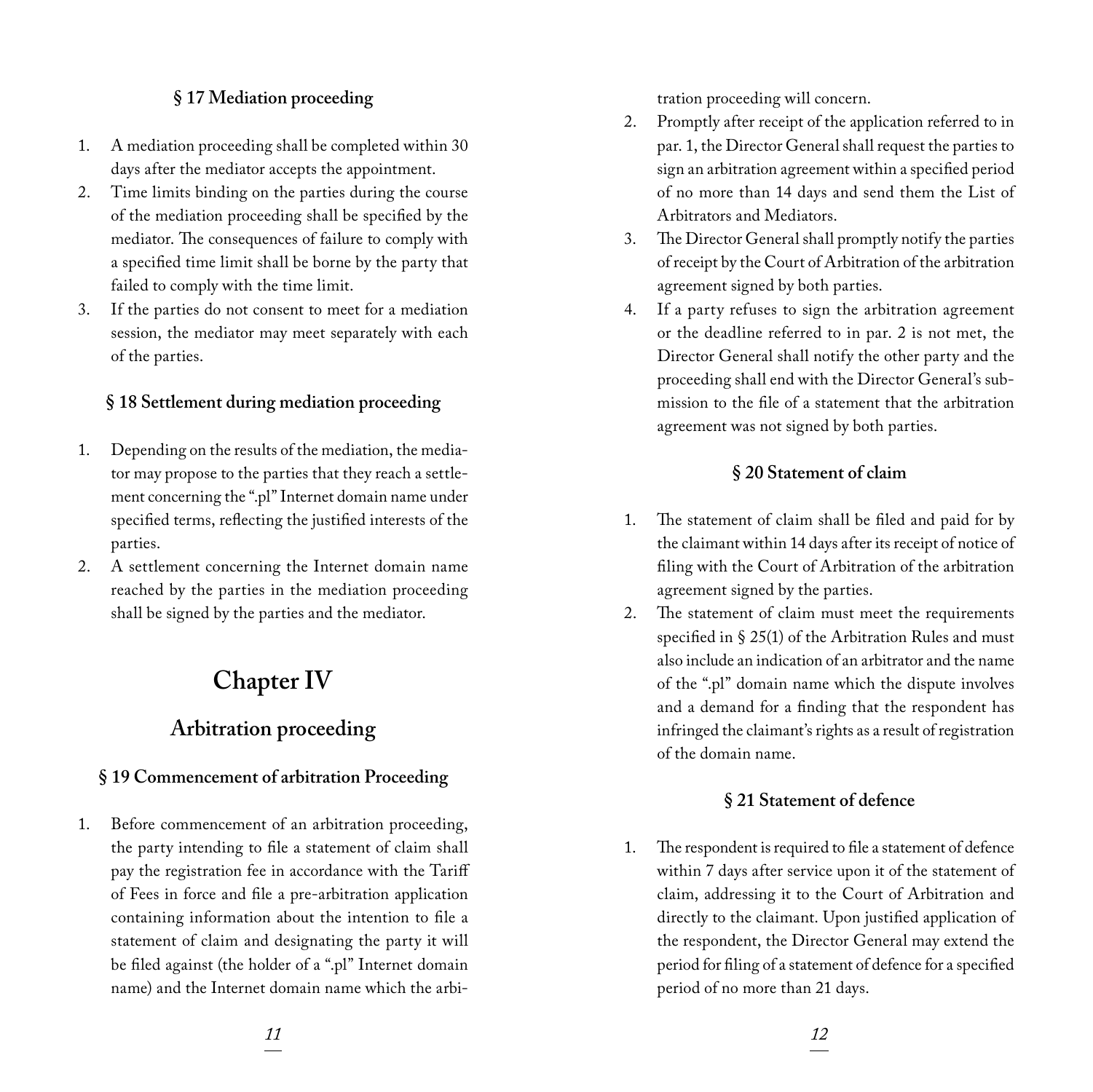### § 17 Mediation proceeding

1. A mediation proceeding shall be completed within 30 days after the mediator accepts the appointment.
2. Time limits binding on the parties during the course of the mediation proceeding shall be specified by the mediator. The consequences of failure to comply with a specified time limit shall be borne by the party that failed to comply with the time limit.
3. If the parties do not consent to meet for a mediation session, the mediator may meet separately with each of the parties.

### § 18 Settlement during mediation proceeding

1. Depending on the results of the mediation, the mediator may propose to the parties that they reach a settlement concerning the ".pl" Internet domain name under specified terms, reflecting the justified interests of the parties.
2. A settlement concerning the Internet domain name reached by the parties in the mediation proceeding shall be signed by the parties and the mediator.

# Chapter IV

## Arbitration proceeding

### § 19 Commencement of arbitration Proceeding

1. Before commencement of an arbitration proceeding, the party intending to file a statement of claim shall pay the registration fee in accordance with the Tariff of Fees in force and file a pre-arbitration application containing information about the intention to file a statement of claim and designating the party it will be filed against (the holder of a ".pl" Internet domain name) and the Internet domain name which the arbitration proceeding will concern.
2. Promptly after receipt of the application referred to in par. 1, the Director General shall request the parties to sign an arbitration agreement within a specified period of no more than 14 days and send them the List of Arbitrators and Mediators.
3. The Director General shall promptly notify the parties of receipt by the Court of Arbitration of the arbitration agreement signed by both parties.
4. If a party refuses to sign the arbitration agreement or the deadline referred to in par. 2 is not met, the Director General shall notify the other party and the proceeding shall end with the Director General's submission to the file of a statement that the arbitration agreement was not signed by both parties.

### § 20 Statement of claim

1. The statement of claim shall be filed and paid for by the claimant within 14 days after its receipt of notice of filing with the Court of Arbitration of the arbitration agreement signed by the parties.
2. The statement of claim must meet the requirements specified in § 25(1) of the Arbitration Rules and must also include an indication of an arbitrator and the name of the ".pl" domain name which the dispute involves and a demand for a finding that the respondent has infringed the claimant's rights as a result of registration of the domain name.

### § 21 Statement of defence

1. The respondent is required to file a statement of defence within 7 days after service upon it of the statement of claim, addressing it to the Court of Arbitration and directly to the claimant. Upon justified application of the respondent, the Director General may extend the period for filing of a statement of defence for a specified period of no more than 21 days.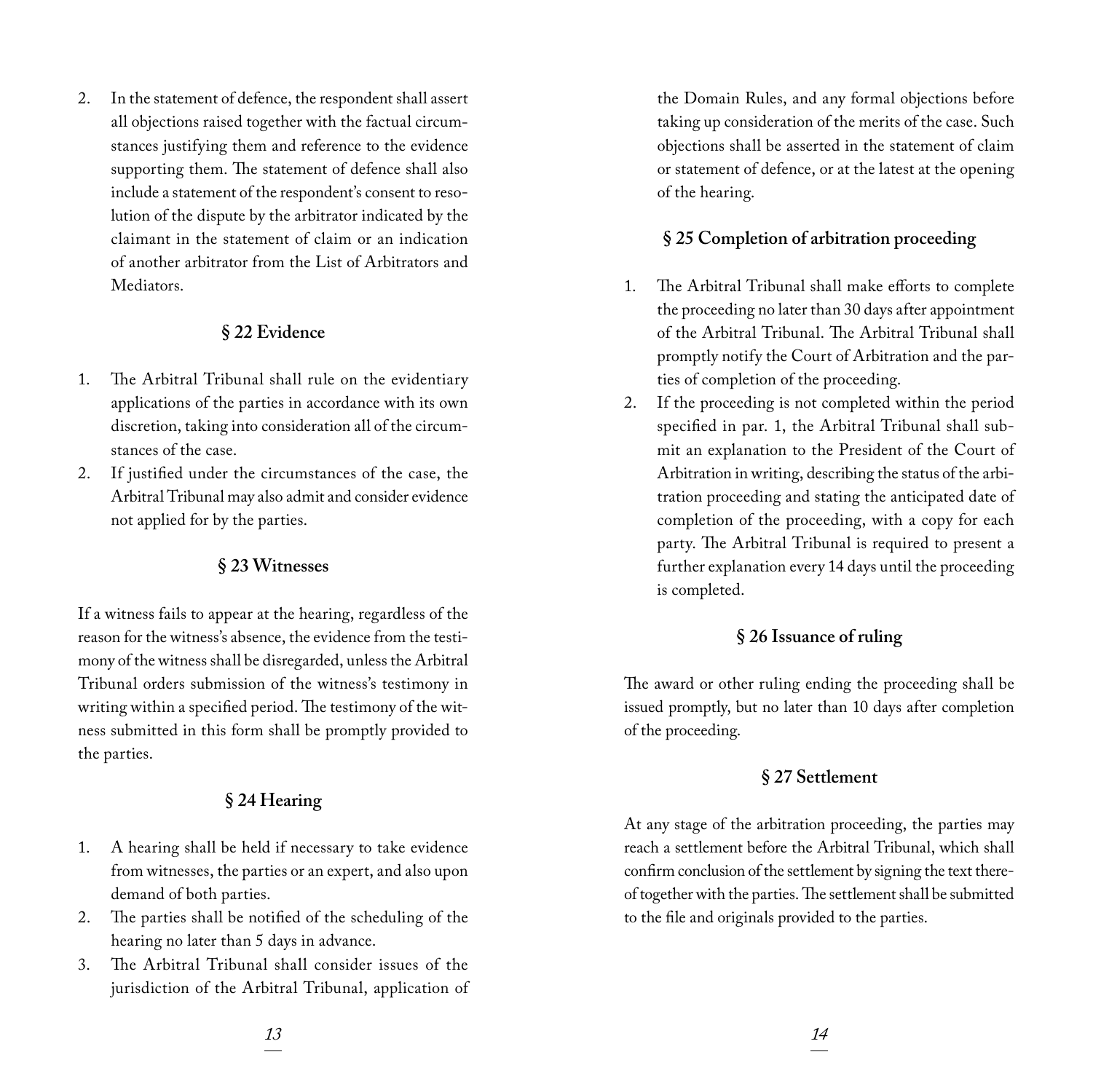2. In the statement of defence, the respondent shall assert all objections raised together with the factual circumstances justifying them and reference to the evidence supporting them. The statement of defence shall also include a statement of the respondent's consent to resolution of the dispute by the arbitrator indicated by the claimant in the statement of claim or an indication of another arbitrator from the List of Arbitrators and Mediators.

### § 22 Evidence

1. The Arbitral Tribunal shall rule on the evidentiary applications of the parties in accordance with its own discretion, taking into consideration all of the circumstances of the case.
2. If justified under the circumstances of the case, the Arbitral Tribunal may also admit and consider evidence not applied for by the parties.

### § 23 Witnesses

If a witness fails to appear at the hearing, regardless of the reason for the witness's absence, the evidence from the testimony of the witness shall be disregarded, unless the Arbitral Tribunal orders submission of the witness's testimony in writing within a specified period. The testimony of the witness submitted in this form shall be promptly provided to the parties.

### § 24 Hearing

1. A hearing shall be held if necessary to take evidence from witnesses, the parties or an expert, and also upon demand of both parties.
2. The parties shall be notified of the scheduling of the hearing no later than 5 days in advance.
3. The Arbitral Tribunal shall consider issues of the jurisdiction of the Arbitral Tribunal, application of the Domain Rules, and any formal objections before taking up consideration of the merits of the case. Such objections shall be asserted in the statement of claim or statement of defence, or at the latest at the opening of the hearing.

### § 25 Completion of arbitration proceeding

1. The Arbitral Tribunal shall make efforts to complete the proceeding no later than 30 days after appointment of the Arbitral Tribunal. The Arbitral Tribunal shall promptly notify the Court of Arbitration and the parties of completion of the proceeding.
2. If the proceeding is not completed within the period specified in par. 1, the Arbitral Tribunal shall submit an explanation to the President of the Court of Arbitration in writing, describing the status of the arbitration proceeding and stating the anticipated date of completion of the proceeding, with a copy for each party. The Arbitral Tribunal is required to present a further explanation every 14 days until the proceeding is completed.

### § 26 Issuance of ruling

The award or other ruling ending the proceeding shall be issued promptly, but no later than 10 days after completion of the proceeding.

### § 27 Settlement

At any stage of the arbitration proceeding, the parties may reach a settlement before the Arbitral Tribunal, which shall confirm conclusion of the settlement by signing the text thereof together with the parties. The settlement shall be submitted to the file and originals provided to the parties.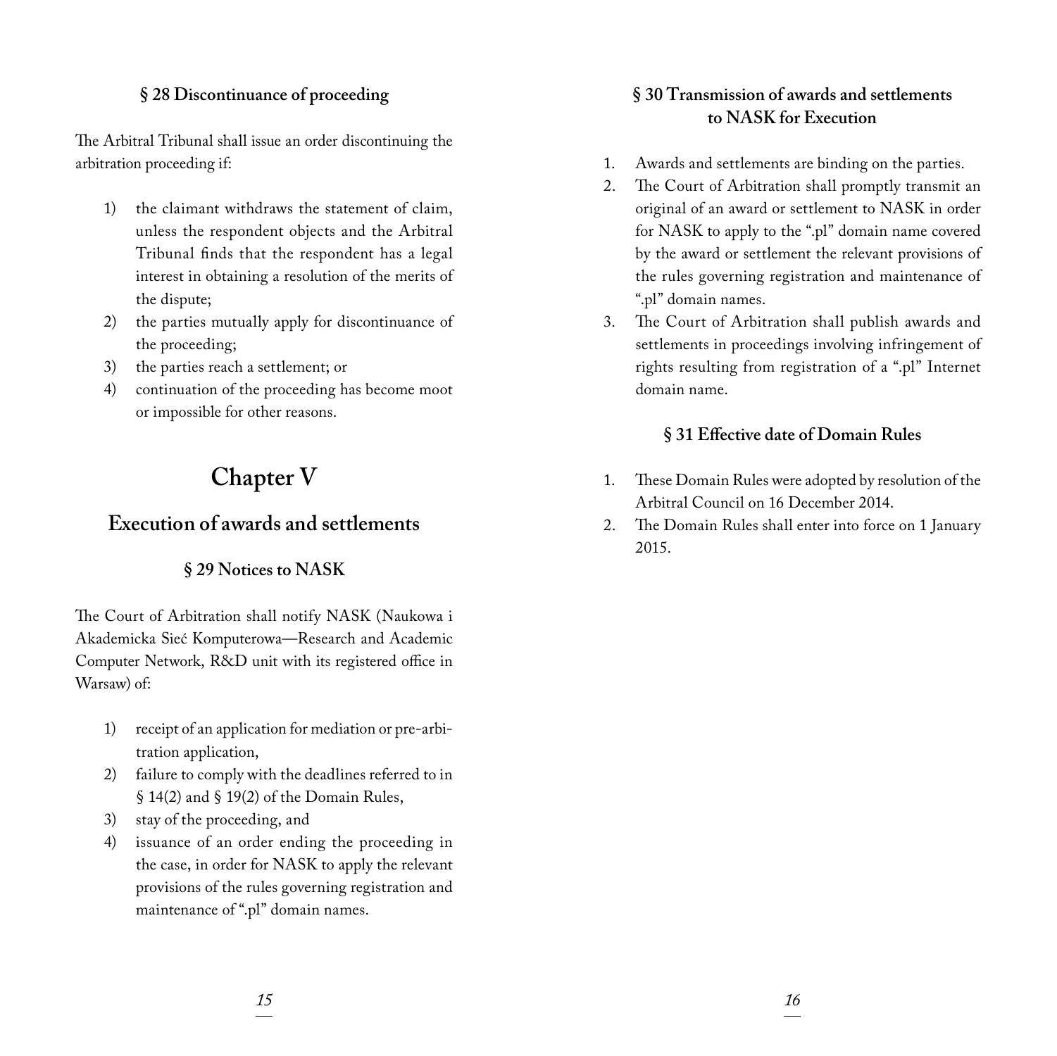### § 28 Discontinuance of proceeding

The Arbitral Tribunal shall issue an order discontinuing the arbitration proceeding if:

1) the claimant withdraws the statement of claim, unless the respondent objects and the Arbitral Tribunal finds that the respondent has a legal interest in obtaining a resolution of the merits of the dispute;
2) the parties mutually apply for discontinuance of the proceeding;
3) the parties reach a settlement; or
4) continuation of the proceeding has become moot or impossible for other reasons.

# Chapter V

## Execution of awards and settlements

### § 29 Notices to NASK

The Court of Arbitration shall notify NASK (Naukowa i Akademicka Sieć Komputerowa—Research and Academic Computer Network, R&D unit with its registered office in Warsaw) of:

1) receipt of an application for mediation or pre-arbitration application,
2) failure to comply with the deadlines referred to in § 14(2) and § 19(2) of the Domain Rules,
3) stay of the proceeding, and
4) issuance of an order ending the proceeding in the case, in order for NASK to apply the relevant provisions of the rules governing registration and maintenance of ".pl" domain names.

### § 30 Transmission of awards and settlements to NASK for Execution

1. Awards and settlements are binding on the parties.
2. The Court of Arbitration shall promptly transmit an original of an award or settlement to NASK in order for NASK to apply to the ".pl" domain name covered by the award or settlement the relevant provisions of the rules governing registration and maintenance of ".pl" domain names.
3. The Court of Arbitration shall publish awards and settlements in proceedings involving infringement of rights resulting from registration of a ".pl" Internet domain name.

### § 31 Effective date of Domain Rules

1. These Domain Rules were adopted by resolution of the Arbitral Council on 16 December 2014.
2. The Domain Rules shall enter into force on 1 January 2015.